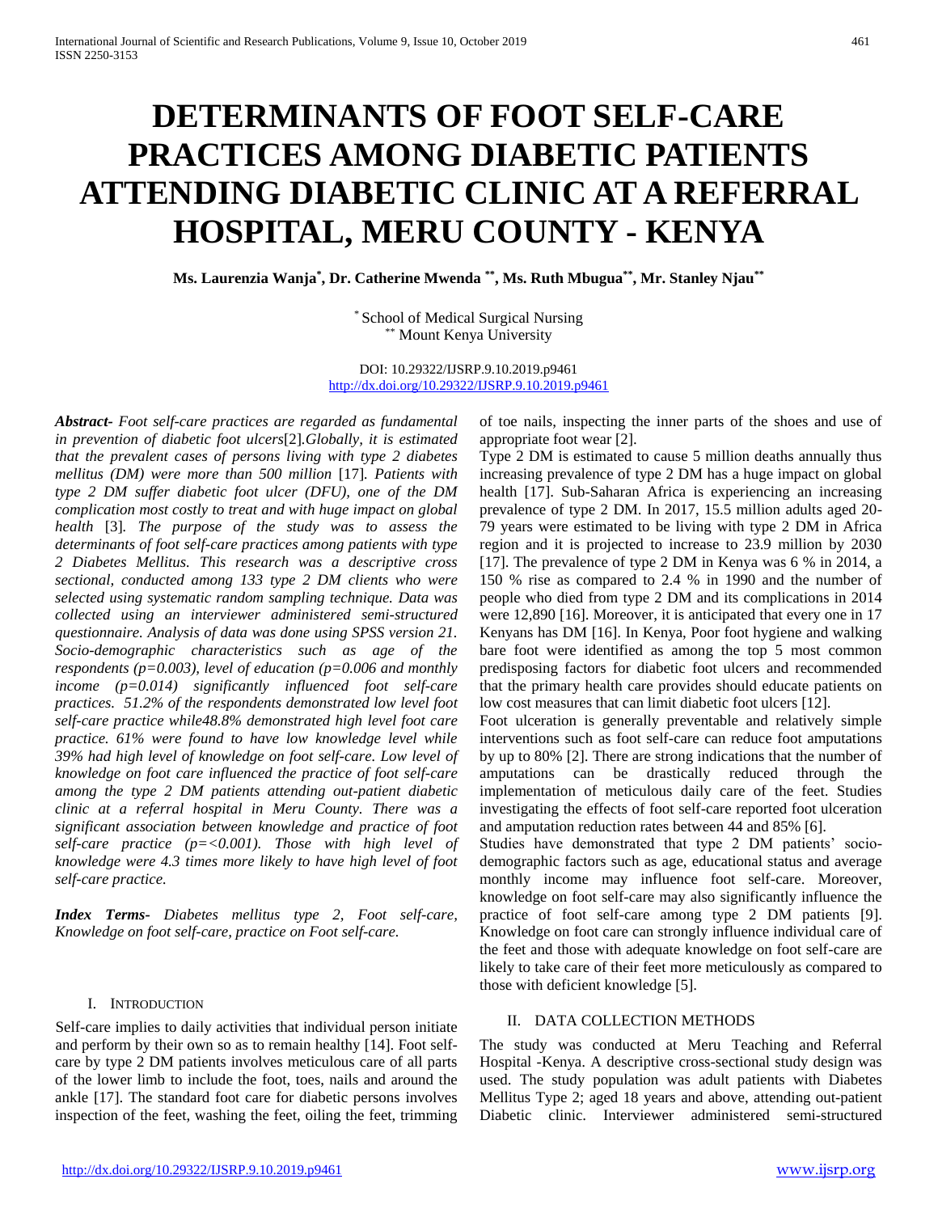# DETERMINANTS OF FOOT SELF-CARE PRACTICES AMONG DIABETIC PATIENTS ATTENDING DIABETIC CLINIC AT A REFERRAL HOSPITAL, MERU COUNTY - KENYA

**Ms. Laurenzia Wanja[*], Dr. Catherine Mwenda [**], Ms. Ruth Mbugua[**], Mr. Stanley Njau[**]**

[*] School of Medical Surgical Nursing
[**] Mount Kenya University

DOI: 10.29322/IJSRP.9.10.2019.p9461
http://dx.doi.org/10.29322/IJSRP.9.10.2019.p9461

***Abstract-*** *Foot self-care practices are regarded as fundamental in prevention of diabetic foot ulcers*[2]*.Globally, it is estimated that the prevalent cases of persons living with type 2 diabetes mellitus (DM) were more than 500 million* [17]*. Patients with type 2 DM suffer diabetic foot ulcer (DFU), one of the DM complication most costly to treat and with huge impact on global health* [3]*. The purpose of the study was to assess the determinants of foot self-care practices among patients with type 2 Diabetes Mellitus. This research was a descriptive cross sectional, conducted among 133 type 2 DM clients who were selected using systematic random sampling technique. Data was collected using an interviewer administered semi-structured questionnaire. Analysis of data was done using SPSS version 21. Socio-demographic characteristics such as age of the respondents (p=0.003), level of education (p=0.006 and monthly income (p=0.014) significantly influenced foot self-care practices. 51.2% of the respondents demonstrated low level foot self-care practice while48.8% demonstrated high level foot care practice. 61% were found to have low knowledge level while 39% had high level of knowledge on foot self-care. Low level of knowledge on foot care influenced the practice of foot self-care among the type 2 DM patients attending out-patient diabetic clinic at a referral hospital in Meru County. There was a significant association between knowledge and practice of foot self-care practice (p=<0.001). Those with high level of knowledge were 4.3 times more likely to have high level of foot self-care practice.*

***Index Terms-*** *Diabetes mellitus type 2, Foot self-care, Knowledge on foot self-care, practice on Foot self-care.*

## I. Introduction

Self-care implies to daily activities that individual person initiate and perform by their own so as to remain healthy [14]. Foot self-care by type 2 DM patients involves meticulous care of all parts of the lower limb to include the foot, toes, nails and around the ankle [17]. The standard foot care for diabetic persons involves inspection of the feet, washing the feet, oiling the feet, trimming of toe nails, inspecting the inner parts of the shoes and use of appropriate foot wear [2].

Type 2 DM is estimated to cause 5 million deaths annually thus increasing prevalence of type 2 DM has a huge impact on global health [17]. Sub-Saharan Africa is experiencing an increasing prevalence of type 2 DM. In 2017, 15.5 million adults aged 20-79 years were estimated to be living with type 2 DM in Africa region and it is projected to increase to 23.9 million by 2030 [17]. The prevalence of type 2 DM in Kenya was 6 % in 2014, a 150 % rise as compared to 2.4 % in 1990 and the number of people who died from type 2 DM and its complications in 2014 were 12,890 [16]. Moreover, it is anticipated that every one in 17 Kenyans has DM [16]. In Kenya, Poor foot hygiene and walking bare foot were identified as among the top 5 most common predisposing factors for diabetic foot ulcers and recommended that the primary health care provides should educate patients on low cost measures that can limit diabetic foot ulcers [12].

Foot ulceration is generally preventable and relatively simple interventions such as foot self-care can reduce foot amputations by up to 80% [2]. There are strong indications that the number of amputations can be drastically reduced through the implementation of meticulous daily care of the feet. Studies investigating the effects of foot self-care reported foot ulceration and amputation reduction rates between 44 and 85% [6].

Studies have demonstrated that type 2 DM patients' socio-demographic factors such as age, educational status and average monthly income may influence foot self-care. Moreover, knowledge on foot self-care may also significantly influence the practice of foot self-care among type 2 DM patients [9]. Knowledge on foot care can strongly influence individual care of the feet and those with adequate knowledge on foot self-care are likely to take care of their feet more meticulously as compared to those with deficient knowledge [5].

## II. Data Collection Methods

The study was conducted at Meru Teaching and Referral Hospital -Kenya. A descriptive cross-sectional study design was used. The study population was adult patients with Diabetes Mellitus Type 2; aged 18 years and above, attending out-patient Diabetic clinic. Interviewer administered semi-structured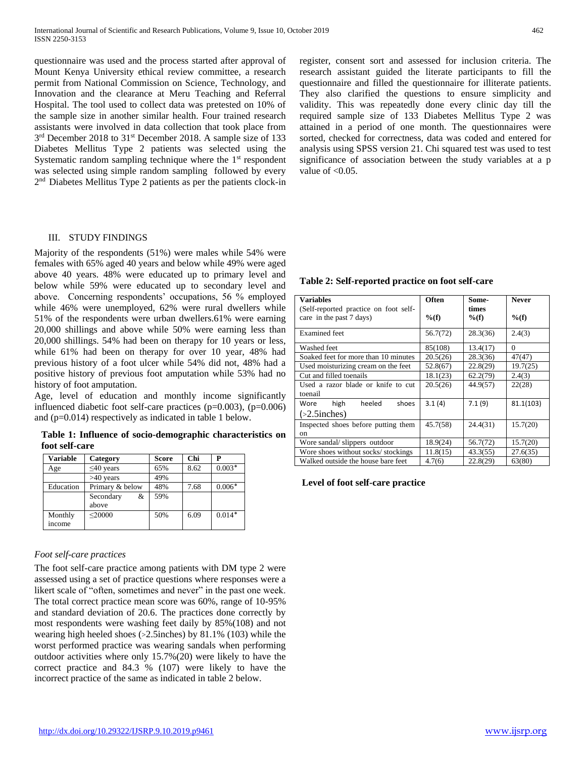questionnaire was used and the process started after approval of Mount Kenya University ethical review committee, a research permit from National Commission on Science, Technology, and Innovation and the clearance at Meru Teaching and Referral Hospital. The tool used to collect data was pretested on 10% of the sample size in another similar health. Four trained research assistants were involved in data collection that took place from 3rd December 2018 to 31st December 2018. A sample size of 133 Diabetes Mellitus Type 2 patients was selected using the Systematic random sampling technique where the 1st respondent was selected using simple random sampling followed by every 2nd Diabetes Mellitus Type 2 patients as per the patients clock-in register, consent sort and assessed for inclusion criteria. The research assistant guided the literate participants to fill the questionnaire and filled the questionnaire for illiterate patients. They also clarified the questions to ensure simplicity and validity. This was repeatedly done every clinic day till the required sample size of 133 Diabetes Mellitus Type 2 was attained in a period of one month. The questionnaires were sorted, checked for correctness, data was coded and entered for analysis using SPSS version 21. Chi squared test was used to test significance of association between the study variables at a p value of <0.05.

## III. STUDY FINDINGS

Majority of the respondents (51%) were males while 54% were females with 65% aged 40 years and below while 49% were aged above 40 years. 48% were educated up to primary level and below while 59% were educated up to secondary level and above. Concerning respondents' occupations, 56 % employed while 46% were unemployed, 62% were rural dwellers while 51% of the respondents were urban dwellers.61% were earning 20,000 shillings and above while 50% were earning less than 20,000 shillings. 54% had been on therapy for 10 years or less, while 61% had been on therapy for over 10 year, 48% had previous history of a foot ulcer while 54% did not, 48% had a positive history of previous foot amputation while 53% had no history of foot amputation.

Age, level of education and monthly income significantly influenced diabetic foot self-care practices (p=0.003), (p=0.006) and (p=0.014) respectively as indicated in table 1 below.

**Table 1: Influence of socio-demographic characteristics on foot self-care**

| Variable | Category | Score | Chi | P |
|---|---|---|---|---|
| Age | ≤40 years | 65% | 8.62 | 0.003* |
| | >40 years | 49% | | |
| Education | Primary & below | 48% | 7.68 | 0.006* |
| | Secondary & above | 59% | | |
| Monthly income | ≤20000 | 50% | 6.09 | 0.014* |

### *Foot self-care practices*

The foot self-care practice among patients with DM type 2 were assessed using a set of practice questions where responses were a likert scale of "often, sometimes and never" in the past one week. The total correct practice mean score was 60%, range of 10-95% and standard deviation of 20.6. The practices done correctly by most respondents were washing feet daily by 85%(108) and not wearing high heeled shoes (>2.5inches) by 81.1% (103) while the worst performed practice was wearing sandals when performing outdoor activities where only 15.7%(20) were likely to have the correct practice and 84.3 % (107) were likely to have the incorrect practice of the same as indicated in table 2 below.

**Table 2: Self-reported practice on foot self-care**

| Variables (Self-reported practice on foot self-care in the past 7 days) | Often %(f) | Some-times %(f) | Never %(f) |
|---|---|---|---|
| Examined feet | 56.7(72) | 28.3(36) | 2.4(3) |
| Washed feet | 85(108) | 13.4(17) | 0 |
| Soaked feet for more than 10 minutes | 20.5(26) | 28.3(36) | 47(47) |
| Used moisturizing cream on the feet | 52.8(67) | 22.8(29) | 19.7(25) |
| Cut and filled toenails | 18.1(23) | 62.2(79) | 2.4(3) |
| Used a razor blade or knife to cut toenail | 20.5(26) | 44.9(57) | 22(28) |
| Wore high heeled shoes (>2.5inches) | 3.1 (4) | 7.1 (9) | 81.1(103) |
| Inspected shoes before putting them on | 45.7(58) | 24.4(31) | 15.7(20) |
| Wore sandal/ slippers outdoor | 18.9(24) | 56.7(72) | 15.7(20) |
| Wore shoes without socks/ stockings | 11.8(15) | 43.3(55) | 27.6(35) |
| Walked outside the house bare feet | 4.7(6) | 22.8(29) | 63(80) |

### Level of foot self-care practice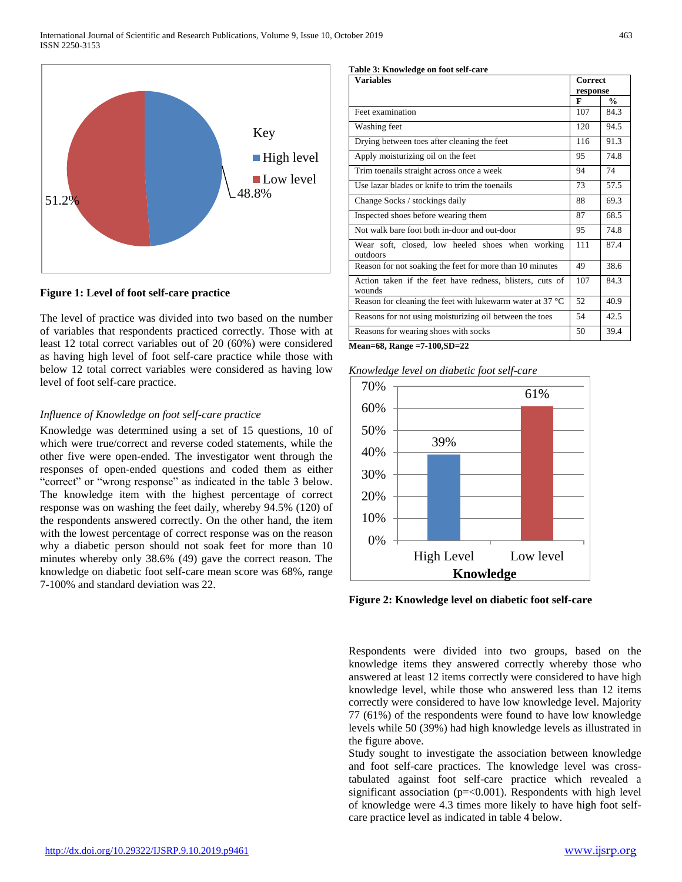Figure 1: Level of foot self-care practice

The level of practice was divided into two based on the number of variables that respondents practiced correctly. Those with at least 12 total correct variables out of 20 (60%) were considered as having high level of foot self-care practice while those with below 12 total correct variables were considered as having low level of foot self-care practice.

*Influence of Knowledge on foot self-care practice*

Knowledge was determined using a set of 15 questions, 10 of which were true/correct and reverse coded statements, while the other five were open-ended. The investigator went through the responses of open-ended questions and coded them as either "correct" or "wrong response" as indicated in the table 3 below. The knowledge item with the highest percentage of correct response was on washing the feet daily, whereby 94.5% (120) of the respondents answered correctly. On the other hand, the item with the lowest percentage of correct response was on the reason why a diabetic person should not soak feet for more than 10 minutes whereby only 38.6% (49) gave the correct reason. The knowledge on diabetic foot self-care mean score was 68%, range 7-100% and standard deviation was 22.

**Table 3: Knowledge on foot self-care**

| Variables | Correct response | |
|---|---|---|
| | F | % |
| Feet examination | 107 | 84.3 |
| Washing feet | 120 | 94.5 |
| Drying between toes after cleaning the feet | 116 | 91.3 |
| Apply moisturizing oil on the feet | 95 | 74.8 |
| Trim toenails straight across once a week | 94 | 74 |
| Use lazar blades or knife to trim the toenails | 73 | 57.5 |
| Change Socks / stockings daily | 88 | 69.3 |
| Inspected shoes before wearing them | 87 | 68.5 |
| Not walk bare foot both in-door and out-door | 95 | 74.8 |
| Wear soft, closed, low heeled shoes when working outdoors | 111 | 87.4 |
| Reason for not soaking the feet for more than 10 minutes | 49 | 38.6 |
| Action taken if the feet have redness, blisters, cuts of wounds | 107 | 84.3 |
| Reason for cleaning the feet with lukewarm water at 37 °C | 52 | 40.9 |
| Reasons for not using moisturizing oil between the toes | 54 | 42.5 |
| Reasons for wearing shoes with socks | 50 | 39.4 |

**Mean=68, Range =7-100, SD=22**

**Figure 2: Knowledge level on diabetic foot self-care**

Respondents were divided into two groups, based on the knowledge items they answered correctly whereby those who answered at least 12 items correctly were considered to have high knowledge level, while those who answered less than 12 items correctly were considered to have low knowledge level. Majority 77 (61%) of the respondents were found to have low knowledge levels while 50 (39%) had high knowledge levels as illustrated in the figure above.

Study sought to investigate the association between knowledge and foot self-care practices. The knowledge level was cross-tabulated against foot self-care practice which revealed a significant association ($p=<0.001$). Respondents with high level of knowledge were 4.3 times more likely to have high foot self-care practice level as indicated in table 4 below.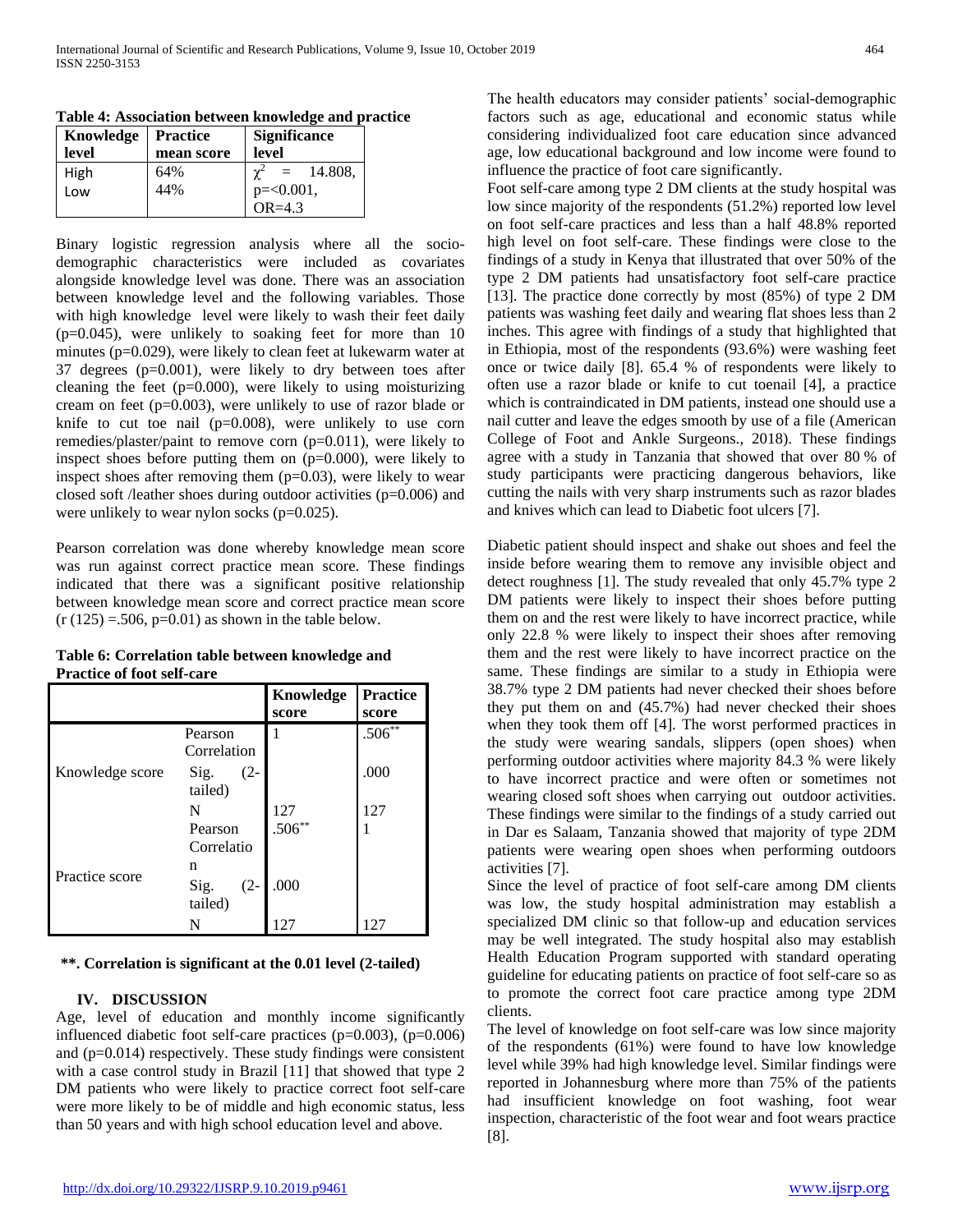**Table 4: Association between knowledge and practice**

| Knowledge level | Practice mean score | Significance level |
|---|---|---|
| High | 64% | $\chi^2$ = 14.808, p=<0.001, OR=4.3 |
| Low | 44% | |

Binary logistic regression analysis where all the socio-demographic characteristics were included as covariates alongside knowledge level was done. There was an association between knowledge level and the following variables. Those with high knowledge level were likely to wash their feet daily (p=0.045), were unlikely to soaking feet for more than 10 minutes (p=0.029), were likely to clean feet at lukewarm water at 37 degrees (p=0.001), were likely to dry between toes after cleaning the feet (p=0.000), were likely to using moisturizing cream on feet (p=0.003), were unlikely to use of razor blade or knife to cut toe nail (p=0.008), were unlikely to use corn remedies/plaster/paint to remove corn (p=0.011), were likely to inspect shoes before putting them on (p=0.000), were likely to inspect shoes after removing them (p=0.03), were likely to wear closed soft /leather shoes during outdoor activities (p=0.006) and were unlikely to wear nylon socks (p=0.025).

Pearson correlation was done whereby knowledge mean score was run against correct practice mean score. These findings indicated that there was a significant positive relationship between knowledge mean score and correct practice mean score (r (125) =.506, p=0.01) as shown in the table below.

**Table 6: Correlation table between knowledge and Practice of foot self-care**

| | | Knowledge score | Practice score |
|---|---|---|---|
| Knowledge score | Pearson Correlation | 1 | .506** |
| | Sig. (2-tailed) | | .000 |
| | N | 127 | 127 |
| Practice score | Pearson Correlation | .506** | 1 |
| | Sig. (2-tailed) | .000 | |
| | N | 127 | 127 |

**\*\*. Correlation is significant at the 0.01 level (2-tailed)**

## IV. DISCUSSION

Age, level of education and monthly income significantly influenced diabetic foot self-care practices (p=0.003), (p=0.006) and (p=0.014) respectively. These study findings were consistent with a case control study in Brazil [11] that showed that type 2 DM patients who were likely to practice correct foot self-care were more likely to be of middle and high economic status, less than 50 years and with high school education level and above.

The health educators may consider patients' social-demographic factors such as age, educational and economic status while considering individualized foot care education since advanced age, low educational background and low income were found to influence the practice of foot care significantly.

Foot self-care among type 2 DM clients at the study hospital was low since majority of the respondents (51.2%) reported low level on foot self-care practices and less than a half 48.8% reported high level on foot self-care. These findings were close to the findings of a study in Kenya that illustrated that over 50% of the type 2 DM patients had unsatisfactory foot self-care practice [13]. The practice done correctly by most (85%) of type 2 DM patients was washing feet daily and wearing flat shoes less than 2 inches. This agree with findings of a study that highlighted that in Ethiopia, most of the respondents (93.6%) were washing feet once or twice daily [8]. 65.4 % of respondents were likely to often use a razor blade or knife to cut toenail [4], a practice which is contraindicated in DM patients, instead one should use a nail cutter and leave the edges smooth by use of a file (American College of Foot and Ankle Surgeons., 2018). These findings agree with a study in Tanzania that showed that over 80 % of study participants were practicing dangerous behaviors, like cutting the nails with very sharp instruments such as razor blades and knives which can lead to Diabetic foot ulcers [7].

Diabetic patient should inspect and shake out shoes and feel the inside before wearing them to remove any invisible object and detect roughness [1]. The study revealed that only 45.7% type 2 DM patients were likely to inspect their shoes before putting them on and the rest were likely to have incorrect practice, while only 22.8 % were likely to inspect their shoes after removing them and the rest were likely to have incorrect practice on the same. These findings are similar to a study in Ethiopia were 38.7% type 2 DM patients had never checked their shoes before they put them on and (45.7%) had never checked their shoes when they took them off [4]. The worst performed practices in the study were wearing sandals, slippers (open shoes) when performing outdoor activities where majority 84.3 % were likely to have incorrect practice and were often or sometimes not wearing closed soft shoes when carrying out outdoor activities. These findings were similar to the findings of a study carried out in Dar es Salaam, Tanzania showed that majority of type 2DM patients were wearing open shoes when performing outdoors activities [7].

Since the level of practice of foot self-care among DM clients was low, the study hospital administration may establish a specialized DM clinic so that follow-up and education services may be well integrated. The study hospital also may establish Health Education Program supported with standard operating guideline for educating patients on practice of foot self-care so as to promote the correct foot care practice among type 2DM clients.

The level of knowledge on foot self-care was low since majority of the respondents (61%) were found to have low knowledge level while 39% had high knowledge level. Similar findings were reported in Johannesburg where more than 75% of the patients had insufficient knowledge on foot washing, foot wear inspection, characteristic of the foot wear and foot wears practice [8].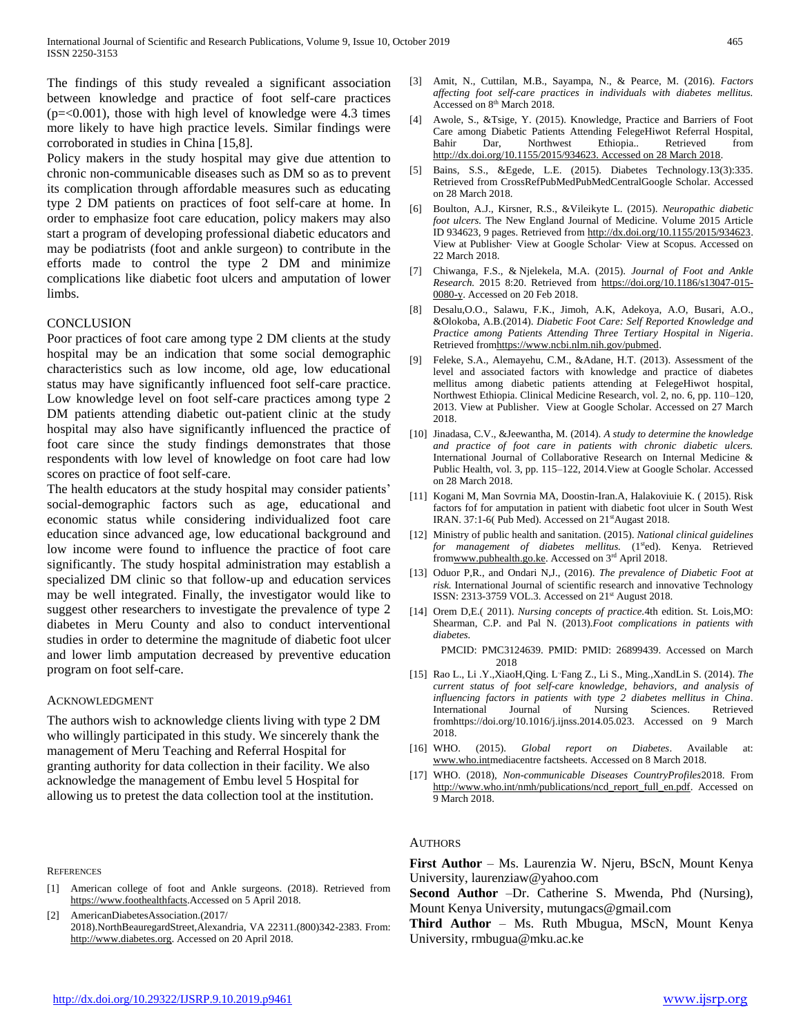The findings of this study revealed a significant association between knowledge and practice of foot self-care practices ($p=<0.001$), those with high level of knowledge were 4.3 times more likely to have high practice levels. Similar findings were corroborated in studies in China [15,8].

Policy makers in the study hospital may give due attention to chronic non-communicable diseases such as DM so as to prevent its complication through affordable measures such as educating type 2 DM patients on practices of foot self-care at home. In order to emphasize foot care education, policy makers may also start a program of developing professional diabetic educators and may be podiatrists (foot and ankle surgeon) to contribute in the efforts made to control the type 2 DM and minimize complications like diabetic foot ulcers and amputation of lower limbs.

## CONCLUSION

Poor practices of foot care among type 2 DM clients at the study hospital may be an indication that some social demographic characteristics such as low income, old age, low educational status may have significantly influenced foot self-care practice. Low knowledge level on foot self-care practices among type 2 DM patients attending diabetic out-patient clinic at the study hospital may also have significantly influenced the practice of foot care since the study findings demonstrates that those respondents with low level of knowledge on foot care had low scores on practice of foot self-care.

The health educators at the study hospital may consider patients' social-demographic factors such as age, educational and economic status while considering individualized foot care education since advanced age, low educational background and low income were found to influence the practice of foot care significantly. The study hospital administration may establish a specialized DM clinic so that follow-up and education services may be well integrated. Finally, the investigator would like to suggest other researchers to investigate the prevalence of type 2 diabetes in Meru County and also to conduct interventional studies in order to determine the magnitude of diabetic foot ulcer and lower limb amputation decreased by preventive education program on foot self-care.

## ACKNOWLEDGMENT

The authors wish to acknowledge clients living with type 2 DM who willingly participated in this study. We sincerely thank the management of Meru Teaching and Referral Hospital for granting authority for data collection in their facility. We also acknowledge the management of Embu level 5 Hospital for allowing us to pretest the data collection tool at the institution.

## REFERENCES

[1] American college of foot and Ankle surgeons. (2018). Retrieved from https://www.foothealthfacts.Accessed on 5 April 2018.

[2] AmericanDiabetesAssociation.(2017/ 2018).NorthBeauregardStreet,Alexandria, VA 22311.(800)342-2383. From: http://www.diabetes.org. Accessed on 20 April 2018.

[3] Amit, N., Cuttilan, M.B., Sayampa, N., & Pearce, M. (2016). *Factors affecting foot self-care practices in individuals with diabetes mellitus.* Accessed on 8th March 2018.

[4] Awole, S., &Tsige, Y. (2015). Knowledge, Practice and Barriers of Foot Care among Diabetic Patients Attending FelegeHiwot Referral Hospital, Bahir Dar, Northwest Ethiopia.. Retrieved from http://dx.doi.org/10.1155/2015/934623. Accessed on 28 March 2018.

[5] Bains, S.S., &Egede, L.E. (2015). Diabetes Technology.13(3):335. Retrieved from CrossRefPubMedPubMedCentralGoogle Scholar. Accessed on 28 March 2018.

[6] Boulton, A.J., Kirsner, R.S., &Vileikyte L. (2015). *Neuropathic diabetic foot ulcers.* The New England Journal of Medicine. Volume 2015 Article ID 934623, 9 pages. Retrieved from http://dx.doi.org/10.1155/2015/934623. View at Publisher· View at Google Scholar· View at Scopus. Accessed on 22 March 2018.

[7] Chiwanga, F.S., & Njelekela, M.A. (2015). *Journal of Foot and Ankle Research.* 2015 8:20. Retrieved from https://doi.org/10.1186/s13047-015-0080-y. Accessed on 20 Feb 2018.

[8] Desalu,O.O., Salawu, F.K., Jimoh, A.K, Adekoya, A.O, Busari, A.O., &Olokoba, A.B.(2014). *Diabetic Foot Care: Self Reported Knowledge and Practice among Patients Attending Three Tertiary Hospital in Nigeria*. Retrieved fromhttps://www.ncbi.nlm.nih.gov/pubmed.

[9] Feleke, S.A., Alemayehu, C.M., &Adane, H.T. (2013). Assessment of the level and associated factors with knowledge and practice of diabetes mellitus among diabetic patients attending at FelegeHiwot hospital, Northwest Ethiopia. Clinical Medicine Research, vol. 2, no. 6, pp. 110–120, 2013. View at Publisher. View at Google Scholar. Accessed on 27 March 2018.

[10] Jinadasa, C.V., &Jeewantha, M. (2014). *A study to determine the knowledge and practice of foot care in patients with chronic diabetic ulcers.* International Journal of Collaborative Research on Internal Medicine & Public Health, vol. 3, pp. 115–122, 2014.View at Google Scholar. Accessed on 28 March 2018.

[11] Kogani M, Man Sovrnia MA, Doostin-Iran.A, Halakoviuie K. ( 2015). Risk factors fof for amputation in patient with diabetic foot ulcer in South West IRAN. 37:1-6( Pub Med). Accessed on 21stAugast 2018.

[12] Ministry of public health and sanitation. (2015). *National clinical guidelines for management of diabetes mellitus.* (1sted). Kenya. Retrieved fromwww.pubhealth.go.ke. Accessed on 3rd April 2018.

[13] Oduor P,R., and Ondari N,J., (2016). *The prevalence of Diabetic Foot at risk.* International Journal of scientific research and innovative Technology ISSN: 2313-3759 VOL.3. Accessed on 21st August 2018.

[14] Orem D,E.( 2011). *Nursing concepts of practice.*4th edition. St. Lois,MO: Shearman, C.P. and Pal N. (2013).*Foot complications in patients with diabetes.*

PMCID: PMC3124639. PMID: PMID: 26899439. Accessed on March 2018

[15] Rao L., Li .Y.,XiaoH,Qing. L.,Fang Z., Li S., Ming.,XandLin S. (2014). *The current status of foot self-care knowledge, behaviors, and analysis of influencing factors in patients with type 2 diabetes mellitus in China*. International Journal of Nursing Sciences. Retrieved fromhttps://doi.org/10.1016/j.ijnss.2014.05.023. Accessed on 9 March 2018.

[16] WHO. (2015). *Global report on Diabetes*. Available at: www.who.intmediacentre factsheets. Accessed on 8 March 2018.

[17] WHO. (2018), *Non-communicable Diseases CountryProfiles*2018. From http://www.who.int/nmh/publications/ncd_report_full_en.pdf. Accessed on 9 March 2018.

## AUTHORS

**First Author** – Ms. Laurenzia W. Njeru, BScN, Mount Kenya University, laurenziaw@yahoo.com

**Second Author** –Dr. Catherine S. Mwenda, Phd (Nursing), Mount Kenya University, mutungacs@gmail.com

**Third Author** – Ms. Ruth Mbugua, MScN, Mount Kenya University, rmbugua@mku.ac.ke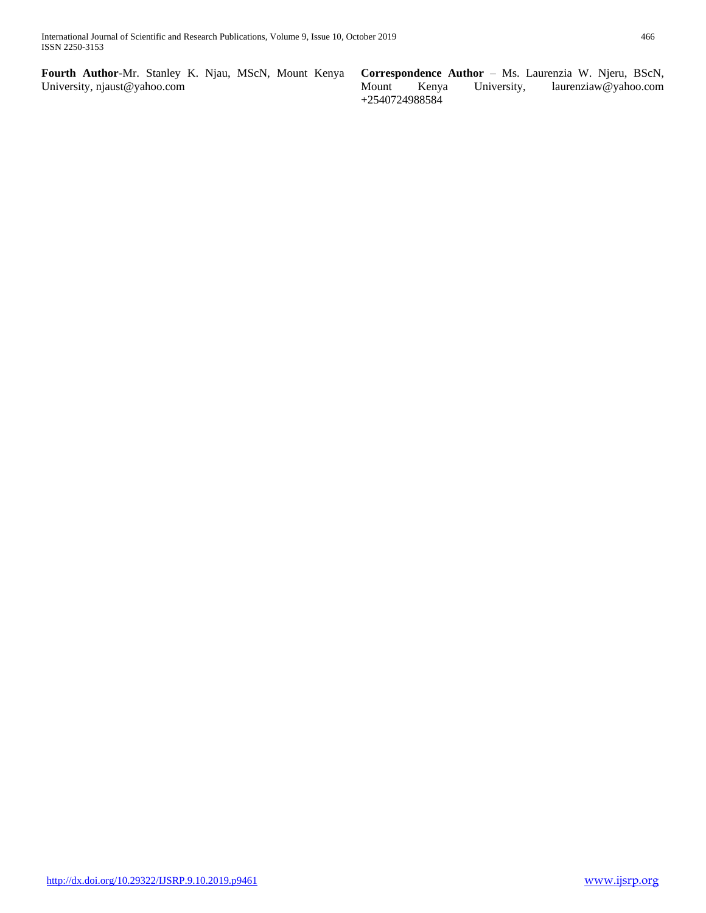**Fourth Author**-Mr. Stanley K. Njau, MScN, Mount Kenya University, njaust@yahoo.com

**Correspondence Author** – Ms. Laurenzia W. Njeru, BScN, Mount Kenya University, laurenziaw@yahoo.com +2540724988584